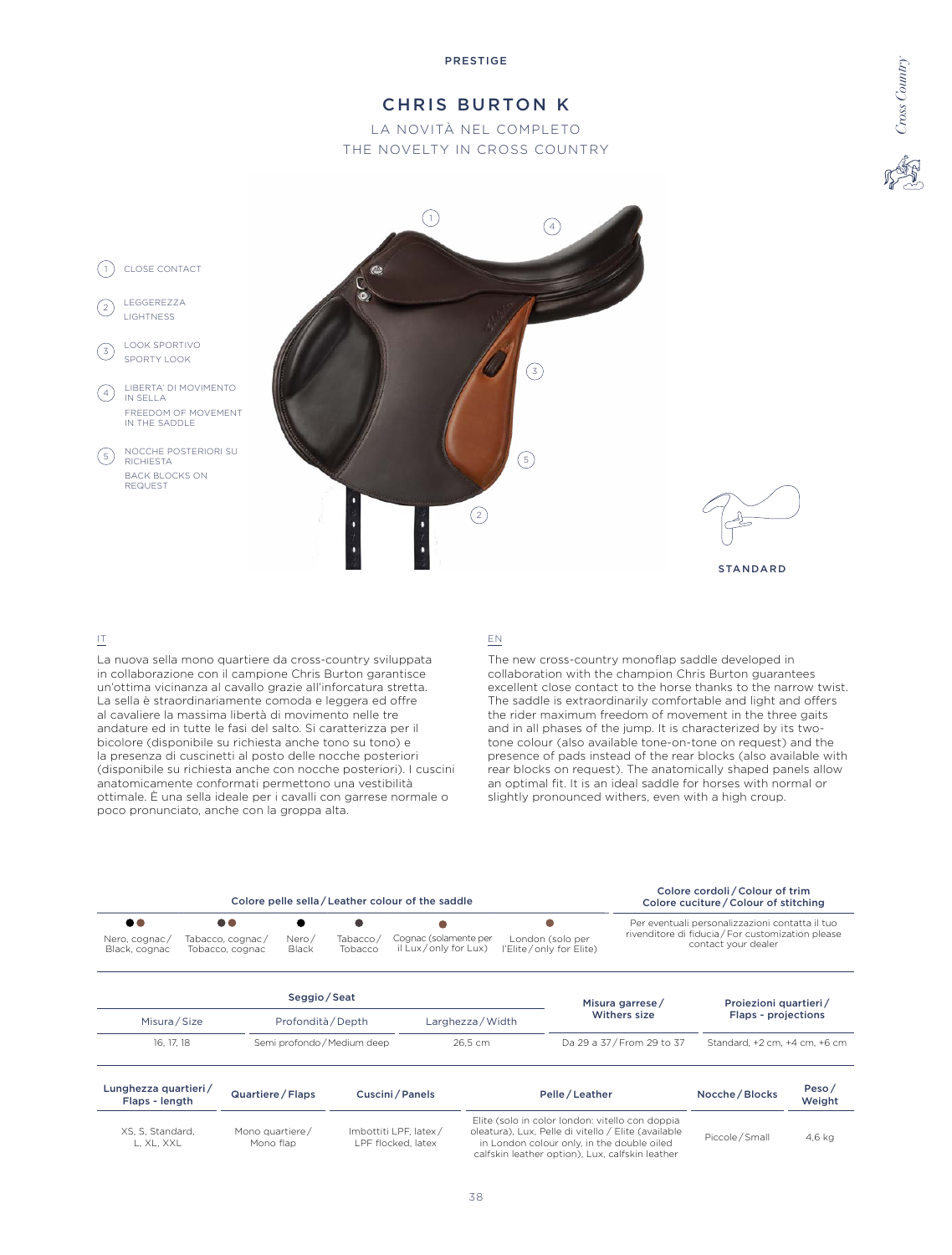PRESTIGE

# CHRIS BURTON K

LA NOVITÀ NEL COMPLETO
THE NOVELTY IN CROSS COUNTRY

1. CLOSE CONTACT
2. LEGGEREZZA
   LIGHTNESS
3. LOOK SPORTIVO
   SPORTY LOOK
4. LIBERTA' DI MOVIMENTO IN SELLA
   FREEDOM OF MOVEMENT IN THE SADDLE
5. NOCCHE POSTERIORI SU RICHIESTA
   BACK BLOCKS ON REQUEST

STANDARD

IT

La nuova sella mono quartiere da cross-country sviluppata in collaborazione con il campione Chris Burton garantisce un'ottima vicinanza al cavallo grazie all'inforcatura stretta. La sella è straordinariamente comoda e leggera ed offre al cavaliere la massima libertà di movimento nelle tre andature ed in tutte le fasi del salto. Si caratterizza per il bicolore (disponibile su richiesta anche tono su tono) e la presenza di cuscinetti al posto delle nocche posteriori (disponibile su richiesta anche con nocche posteriori). I cuscini anatomicamente conformati permettono una vestibilità ottimale. È una sella ideale per i cavalli con garrese normale o poco pronunciato, anche con la groppa alta.

EN

The new cross-country monoflap saddle developed in collaboration with the champion Chris Burton guarantees excellent close contact to the horse thanks to the narrow twist. The saddle is extraordinarily comfortable and light and offers the rider maximum freedom of movement in the three gaits and in all phases of the jump. It is characterized by its two-tone colour (also available tone-on-tone on request) and the presence of pads instead of the rear blocks (also available with rear blocks on request). The anatomically shaped panels allow an optimal fit. It is an ideal saddle for horses with normal or slightly pronounced withers, even with a high croup.

| Colore pelle sella / Leather colour of the saddle | | | | | | Colore cordoli / Colour of trim<br>Colore cuciture / Colour of stitching |
|---|---|---|---|---|---|---|
| Nero, cognac / Black, cognac | Tabacco, cognac / Tobacco, cognac | Nero / Black | Tabacco / Tobacco | Cognac (solamente per il Lux / only for Lux) | London (solo per l'Elite / only for Elite) | Per eventuali personalizzazioni contatta il tuo rivenditore di fiducia / For customization please contact your dealer |

| Seggio / Seat | | | Misura garrese / Withers size | Proiezioni quartieri / Flaps - projections |
|---|---|---|---|---|
| Misura / Size | Profondità / Depth | Larghezza / Width | | |
| 16, 17, 18 | Semi profondo / Medium deep | 26,5 cm | Da 29 a 37 / From 29 to 37 | Standard, +2 cm, +4 cm, +6 cm |

| Lunghezza quartieri / Flaps - length | Quartiere / Flaps | Cuscini / Panels | Pelle / Leather | Nocche / Blocks | Peso / Weight |
|---|---|---|---|---|---|
| XS, S, Standard, L, XL, XXL | Mono quartiere / Mono flap | Imbottiti LPF, latex / LPF flocked, latex | Elite (solo in color london: vitello con doppia oleatura), Lux, Pelle di vitello / Elite (available in London colour only, in the double oiled calfskin leather option), Lux, calfskin leather | Piccole / Small | 4,6 kg |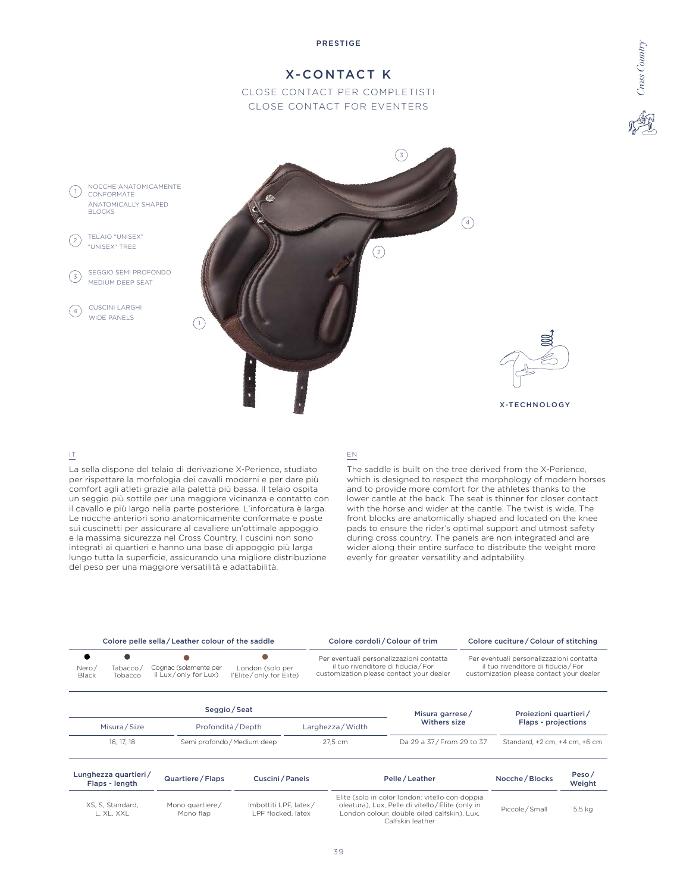PRESTIGE

# X-CONTACT K

CLOSE CONTACT PER COMPLETISTI
CLOSE CONTACT FOR EVENTERS

1. NOCCHE ANATOMICAMENTE CONFORMATE
   ANATOMICALLY SHAPED BLOCKS
2. TELAIO "UNISEX"
   "UNISEX" TREE
3. SEGGIO SEMI PROFONDO
   MEDIUM DEEP SEAT
4. CUSCINI LARGHI
   WIDE PANELS

X-TECHNOLOGY

IT

La sella dispone del telaio di derivazione X-Perience, studiato per rispettare la morfologia dei cavalli moderni e per dare più comfort agli atleti grazie alla paletta più bassa. Il telaio ospita un seggio più sottile per una maggiore vicinanza e contatto con il cavallo e più largo nella parte posteriore. L'inforcatura è larga. Le nocche anteriori sono anatomicamente conformate e poste sui cuscinetti per assicurare al cavaliere un'ottimale appoggio e la massima sicurezza nel Cross Country. I cuscini non sono integrati ai quartieri e hanno una base di appoggio più larga lungo tutta la superficie, assicurando una migliore distribuzione del peso per una maggiore versatilità e adattabilità.

EN

The saddle is built on the tree derived from the X-Perience, which is designed to respect the morphology of modern horses and to provide more comfort for the athletes thanks to the lower cantle at the back. The seat is thinner for closer contact with the horse and wider at the cantle. The twist is wide. The front blocks are anatomically shaped and located on the knee pads to ensure the rider's optimal support and utmost safety during cross country. The panels are non integrated and are wider along their entire surface to distribute the weight more evenly for greater versatility and adptability.

| Colore pelle sella / Leather colour of the saddle | | | | Colore cordoli / Colour of trim | Colore cuciture / Colour of stitching |
|---|---|---|---|---|---|
| Nero / Black | Tabacco / Tobacco | Cognac (solamente per il Lux / only for Lux) | London (solo per l'Elite / only for Elite) | Per eventuali personalizzazioni contatta il tuo rivenditore di fiducia / For customization please contact your dealer | Per eventuali personalizzazioni contatta il tuo rivenditore di fiducia / For customization please contact your dealer |

| Seggio / Seat | | | Misura garrese / Withers size | Proiezioni quartieri / Flaps - projections |
|---|---|---|---|---|
| Misura / Size | Profondità / Depth | Larghezza / Width | | |
| 16, 17, 18 | Semi profondo / Medium deep | 27,5 cm | Da 29 a 37 / From 29 to 37 | Standard, +2 cm, +4 cm, +6 cm |

| Lunghezza quartieri / Flaps - length | Quartiere / Flaps | Cuscini / Panels | Pelle / Leather | Nocche / Blocks | Peso / Weight |
|---|---|---|---|---|---|
| XS, S, Standard, L, XL, XXL | Mono quartiere / Mono flap | Imbottiti LPF, latex / LPF flocked, latex | Elite (solo in color london: vitello con doppia oleatura), Lux, Pelle di vitello / Elite (only in London colour: double oiled calfskin), Lux, Calfskin leather | Piccole / Small | 5,5 kg |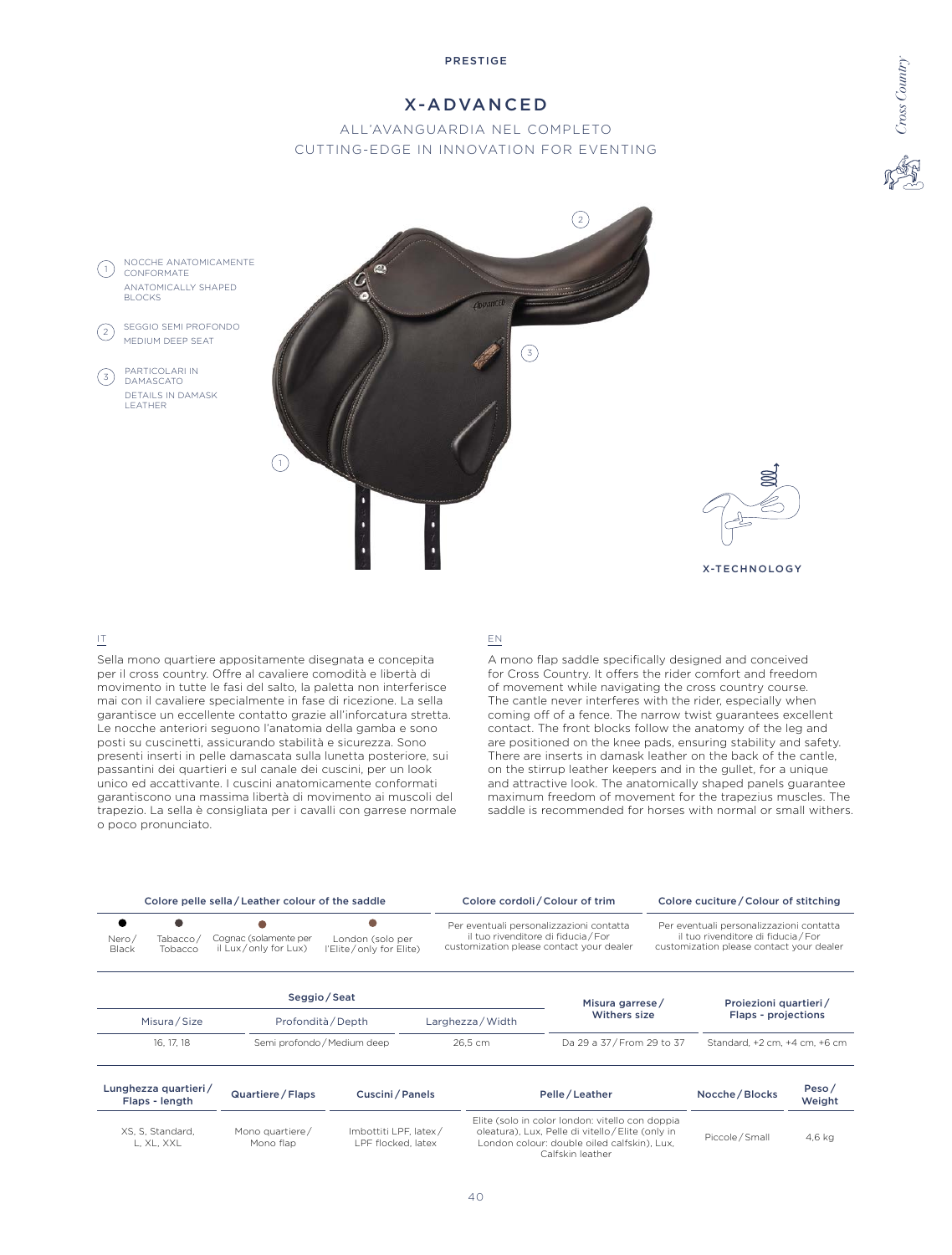PRESTIGE

# X-ADVANCED

ALL'AVANGUARDIA NEL COMPLETO
CUTTING-EDGE IN INNOVATION FOR EVENTING

*Cross Country*

1. NOCCHE ANATOMICAMENTE CONFORMATE
   ANATOMICALLY SHAPED BLOCKS
2. SEGGIO SEMI PROFONDO
   MEDIUM DEEP SEAT
3. PARTICOLARI IN DAMASCATO
   DETAILS IN DAMASK LEATHER

X-TECHNOLOGY

IT

Sella mono quartiere appositamente disegnata e concepita per il cross country. Offre al cavaliere comodità e libertà di movimento in tutte le fasi del salto, la paletta non interferisce mai con il cavaliere specialmente in fase di ricezione. La sella garantisce un eccellente contatto grazie all'inforcatura stretta. Le nocche anteriori seguono l'anatomia della gamba e sono posti su cuscinetti, assicurando stabilità e sicurezza. Sono presenti inserti in pelle damascata sulla lunetta posteriore, sui passantini dei quartieri e sul canale dei cuscini, per un look unico ed accattivante. I cuscini anatomicamente conformati garantiscono una massima libertà di movimento ai muscoli del trapezio. La sella è consigliata per i cavalli con garrese normale o poco pronunciato.

EN

A mono flap saddle specifically designed and conceived for Cross Country. It offers the rider comfort and freedom of movement while navigating the cross country course. The cantle never interferes with the rider, especially when coming off of a fence. The narrow twist guarantees excellent contact. The front blocks follow the anatomy of the leg and are positioned on the knee pads, ensuring stability and safety. There are inserts in damask leather on the back of the cantle, on the stirrup leather keepers and in the gullet, for a unique and attractive look. The anatomically shaped panels guarantee maximum freedom of movement for the trapezius muscles. The saddle is recommended for horses with normal or small withers.

| Colore pelle sella / Leather colour of the saddle | | | | Colore cordoli / Colour of trim | Colore cuciture / Colour of stitching |
|---|---|---|---|---|---|
| Nero / Black | Tabacco / Tobacco | Cognac (solamente per il Lux / only for Lux) | London (solo per l'Elite / only for Elite) | Per eventuali personalizzazioni contatta il tuo rivenditore di fiducia / For customization please contact your dealer | Per eventuali personalizzazioni contatta il tuo rivenditore di fiducia / For customization please contact your dealer |

| Seggio / Seat | | | Misura garrese / Withers size | Proiezioni quartieri / Flaps - projections |
|---|---|---|---|---|
| Misura / Size | Profondità / Depth | Larghezza / Width | | |
| 16, 17, 18 | Semi profondo / Medium deep | 26,5 cm | Da 29 a 37 / From 29 to 37 | Standard, +2 cm, +4 cm, +6 cm |

| Lunghezza quartieri / Flaps - length | Quartiere / Flaps | Cuscini / Panels | Pelle / Leather | Nocche / Blocks | Peso / Weight |
|---|---|---|---|---|---|
| XS, S, Standard, L, XL, XXL | Mono quartiere / Mono flap | Imbottiti LPF, latex / LPF flocked, latex | Elite (solo in color london: vitello con doppia oleatura), Lux, Pelle di vitello / Elite (only in London colour: double oiled calfskin), Lux, Calfskin leather | Piccole / Small | 4,6 kg |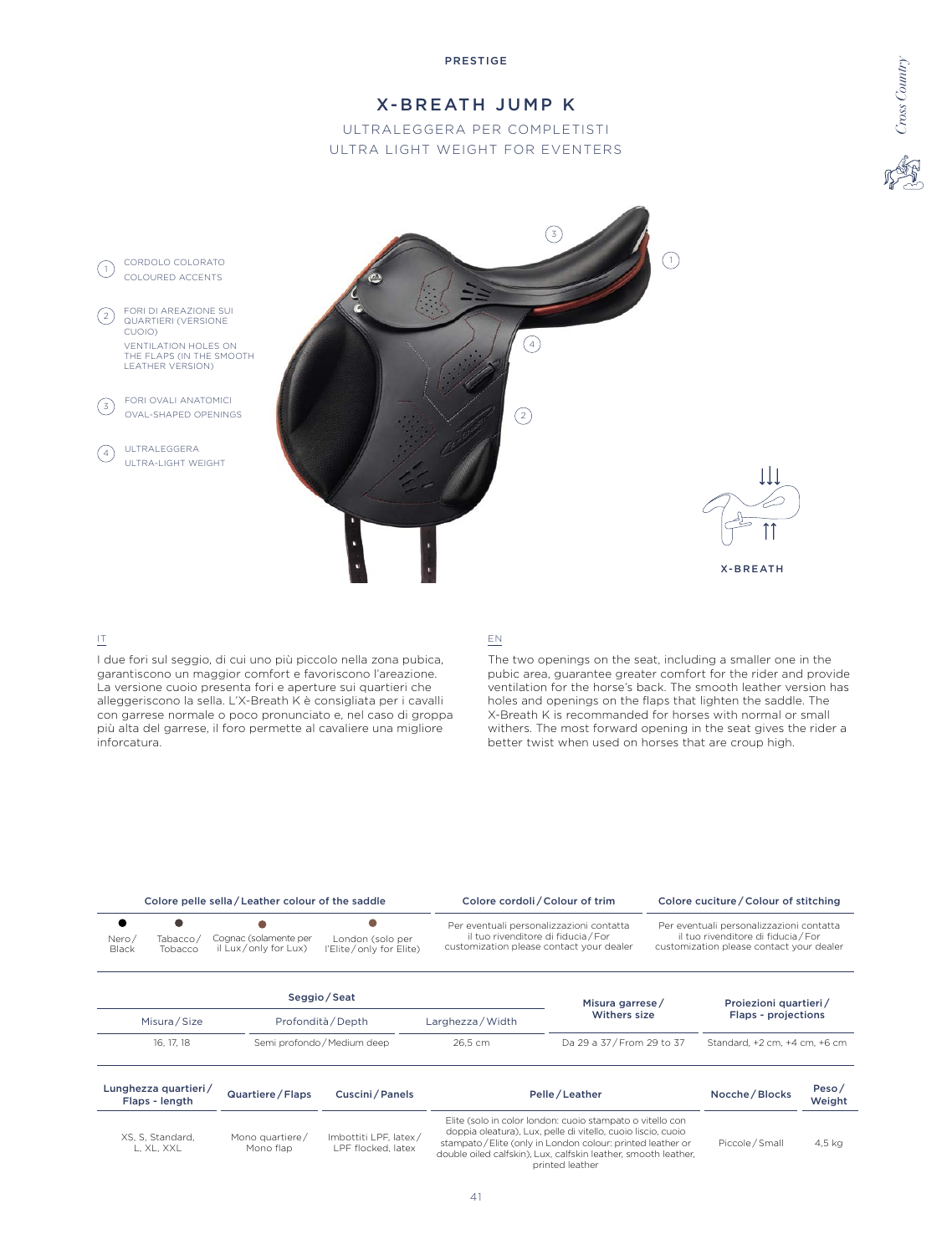PRESTIGE

# X-BREATH JUMP K

ULTRALEGGERA PER COMPLETISTI
ULTRA LIGHT WEIGHT FOR EVENTERS

1. CORDOLO COLORATO
   COLOURED ACCENTS
2. FORI DI AREAZIONE SUI QUARTIERI (VERSIONE CUOIO)
   VENTILATION HOLES ON THE FLAPS (IN THE SMOOTH LEATHER VERSION)
3. FORI OVALI ANATOMICI
   OVAL-SHAPED OPENINGS
4. ULTRALEGGERA
   ULTRA-LIGHT WEIGHT

X-BREATH

IT

I due fori sul seggio, di cui uno più piccolo nella zona pubica, garantiscono un maggior comfort e favoriscono l'areazione. La versione cuoio presenta fori e aperture sui quartieri che alleggeriscono la sella. L'X-Breath K è consigliata per i cavalli con garrese normale o poco pronunciato e, nel caso di groppa più alta del garrese, il foro permette al cavaliere una migliore inforcatura.

EN

The two openings on the seat, including a smaller one in the pubic area, guarantee greater comfort for the rider and provide ventilation for the horse's back. The smooth leather version has holes and openings on the flaps that lighten the saddle. The X-Breath K is recommanded for horses with normal or small withers. The most forward opening in the seat gives the rider a better twist when used on horses that are croup high.

| Colore pelle sella / Leather colour of the saddle | | | | Colore cordoli / Colour of trim | Colore cuciture / Colour of stitching |
|---|---|---|---|---|---|
| Nero / Black | Tabacco / Tobacco | Cognac (solamente per il Lux / only for Lux) | London (solo per l'Elite / only for Elite) | Per eventuali personalizzazioni contatta il tuo rivenditore di fiducia / For customization please contact your dealer | Per eventuali personalizzazioni contatta il tuo rivenditore di fiducia / For customization please contact your dealer |

| Seggio / Seat | | | Misura garrese / Withers size | Proiezioni quartieri / Flaps - projections |
|---|---|---|---|---|
| Misura / Size | Profondità / Depth | Larghezza / Width | | |
| 16, 17, 18 | Semi profondo / Medium deep | 26,5 cm | Da 29 a 37 / From 29 to 37 | Standard, +2 cm, +4 cm, +6 cm |

| Lunghezza quartieri / Flaps - length | Quartiere / Flaps | Cuscini / Panels | Pelle / Leather | Nocche / Blocks | Peso / Weight |
|---|---|---|---|---|---|
| XS, S, Standard, L, XL, XXL | Mono quartiere / Mono flap | Imbottiti LPF, latex / LPF flocked, latex | Elite (solo in color london: cuoio stampato o vitello con doppia oleatura), Lux, pelle di vitello, cuoio liscio, cuoio stampato / Elite (only in London colour: printed leather or double oiled calfskin), Lux, calfskin leather, smooth leather, printed leather | Piccole / Small | 4,5 kg |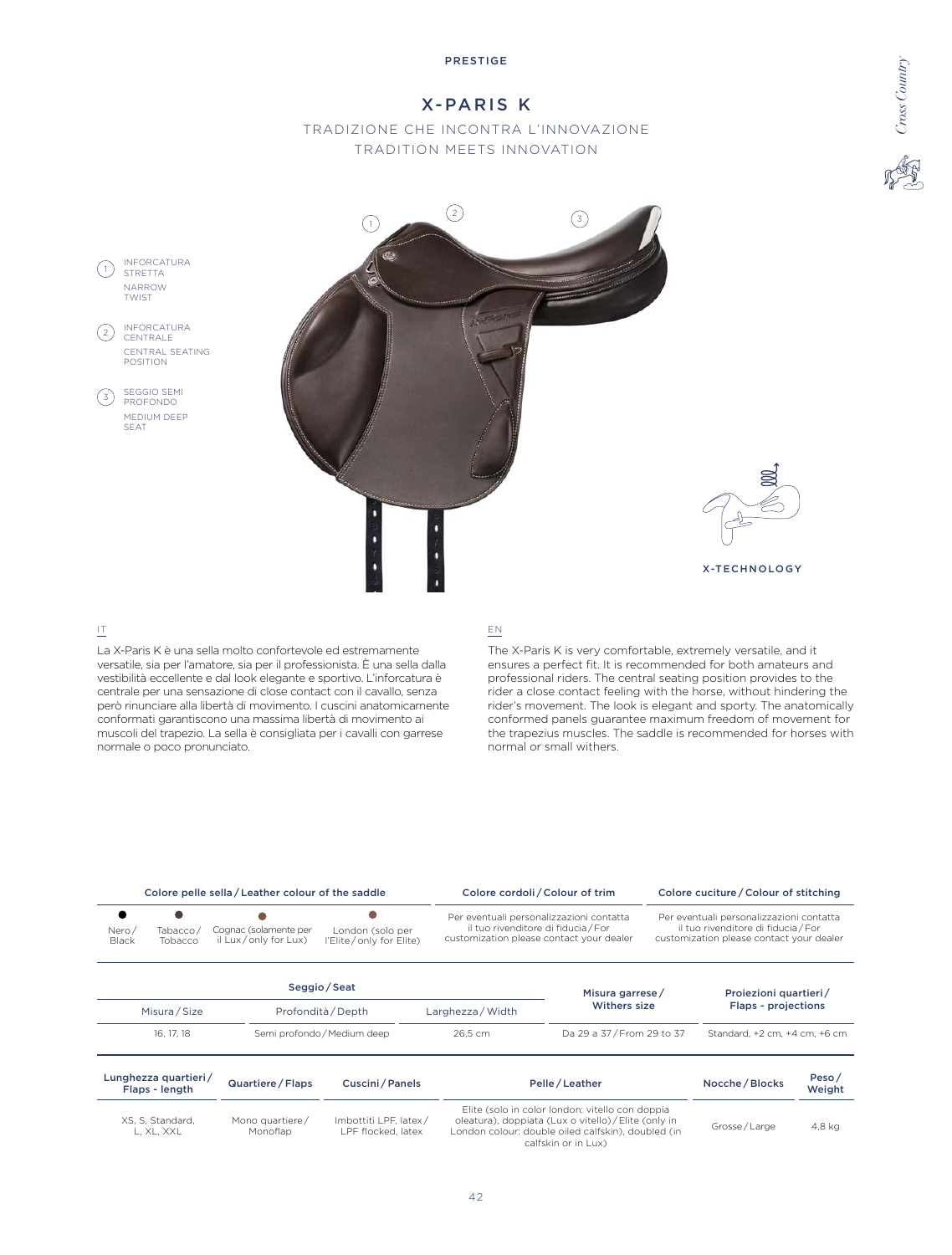PRESTIGE

# X-PARIS K

## TRADIZIONE CHE INCONTRA L'INNOVAZIONE
## TRADITION MEETS INNOVATION

Cross Country

1. INFORCATURA STRETTA
   NARROW TWIST
2. INFORCATURA CENTRALE
   CENTRAL SEATING POSITION
3. SEGGIO SEMI PROFONDO
   MEDIUM DEEP SEAT

X-TECHNOLOGY

IT

La X-Paris K è una sella molto confortevole ed estremamente versatile, sia per l'amatore, sia per il professionista. È una sella dalla vestibilità eccellente e dal look elegante e sportivo. L'inforcatura è centrale per una sensazione di close contact con il cavallo, senza però rinunciare alla libertà di movimento. I cuscini anatomicamente conformati garantiscono una massima libertà di movimento ai muscoli del trapezio. La sella è consigliata per i cavalli con garrese normale o poco pronunciato.

EN

The X-Paris K is very comfortable, extremely versatile, and it ensures a perfect fit. It is recommended for both amateurs and professional riders. The central seating position provides to the rider a close contact feeling with the horse, without hindering the rider's movement. The look is elegant and sporty. The anatomically conformed panels guarantee maximum freedom of movement for the trapezius muscles. The saddle is recommended for horses with normal or small withers.

| Colore pelle sella / Leather colour of the saddle | | | | Colore cordoli / Colour of trim | Colore cuciture / Colour of stitching |
|---|---|---|---|---|---|
| Nero / Black | Tabacco / Tobacco | Cognac (solamente per il Lux / only for Lux) | London (solo per l'Elite / only for Elite) | Per eventuali personalizzazioni contatta il tuo rivenditore di fiducia / For customization please contact your dealer | Per eventuali personalizzazioni contatta il tuo rivenditore di fiducia / For customization please contact your dealer |

| Seggio / Seat | | | Misura garrese / Withers size | Proiezioni quartieri / Flaps - projections |
|---|---|---|---|---|
| Misura / Size | Profondità / Depth | Larghezza / Width | | |
| 16, 17, 18 | Semi profondo / Medium deep | 26,5 cm | Da 29 a 37 / From 29 to 37 | Standard, +2 cm, +4 cm, +6 cm |

| Lunghezza quartieri / Flaps - length | Quartiere / Flaps | Cuscini / Panels | Pelle / Leather | Nocche / Blocks | Peso / Weight |
|---|---|---|---|---|---|
| XS, S, Standard, L, XL, XXL | Mono quartiere / Monoflap | Imbottiti LPF, latex / LPF flocked, latex | Elite (solo in color london: vitello con doppia oleatura), doppiata (Lux o vitello) / Elite (only in London colour: double oiled calfskin), doubled (in calfskin or in Lux) | Grosse / Large | 4,8 kg |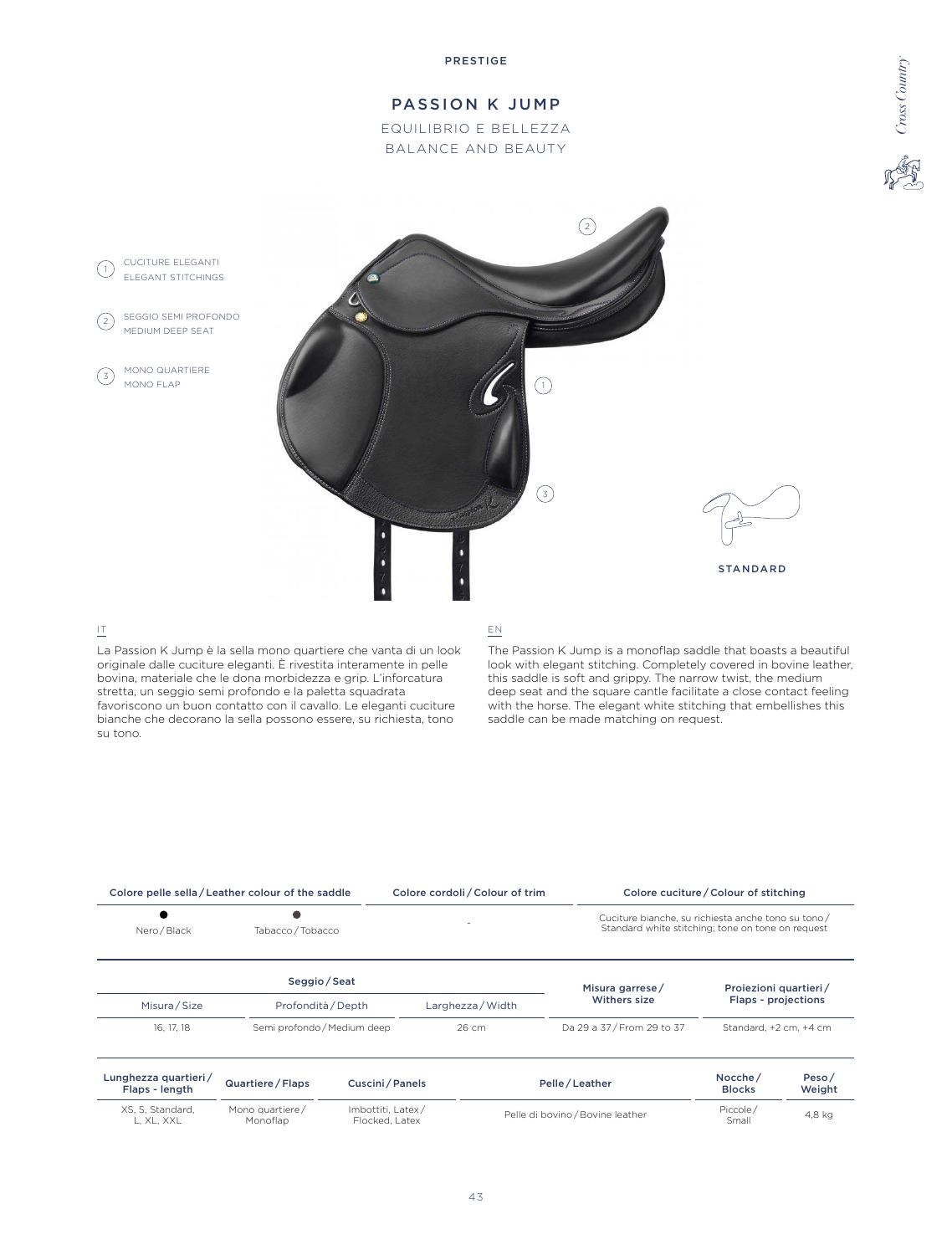PRESTIGE

# PASSION K JUMP

EQUILIBRIO E BELLEZZA
BALANCE AND BEAUTY

1. CUCITURE ELEGANTI
   ELEGANT STITCHINGS
2. SEGGIO SEMI PROFONDO
   MEDIUM DEEP SEAT
3. MONO QUARTIERE
   MONO FLAP

STANDARD

IT

La Passion K Jump è la sella mono quartiere che vanta di un look originale dalle cuciture eleganti. È rivestita interamente in pelle bovina, materiale che le dona morbidezza e grip. L'inforcatura stretta, un seggio semi profondo e la paletta squadrata favoriscono un buon contatto con il cavallo. Le eleganti cuciture bianche che decorano la sella possono essere, su richiesta, tono su tono.

EN

The Passion K Jump is a monoflap saddle that boasts a beautiful look with elegant stitching. Completely covered in bovine leather, this saddle is soft and grippy. The narrow twist, the medium deep seat and the square cantle facilitate a close contact feeling with the horse. The elegant white stitching that embellishes this saddle can be made matching on request.

| Colore pelle sella / Leather colour of the saddle | | Colore cordoli / Colour of trim | Colore cuciture / Colour of stitching |
|---|---|---|---|
| Nero / Black | Tabacco / Tobacco | - | Cuciture bianche, su richiesta anche tono su tono / Standard white stitching; tone on tone on request |

| Seggio / Seat | | | Misura garrese / Withers size | Proiezioni quartieri / Flaps - projections |
|---|---|---|---|---|
| Misura / Size | Profondità / Depth | Larghezza / Width | | |
| 16, 17, 18 | Semi profondo / Medium deep | 26 cm | Da 29 a 37 / From 29 to 37 | Standard, +2 cm, +4 cm |

| Lunghezza quartieri / Flaps - length | Quartiere / Flaps | Cuscini / Panels | Pelle / Leather | Nocche / Blocks | Peso / Weight |
|---|---|---|---|---|---|
| XS, S, Standard, L, XL, XXL | Mono quartiere / Monoflap | Imbottiti, Latex / Flocked, Latex | Pelle di bovino / Bovine leather | Piccole / Small | 4,8 kg |